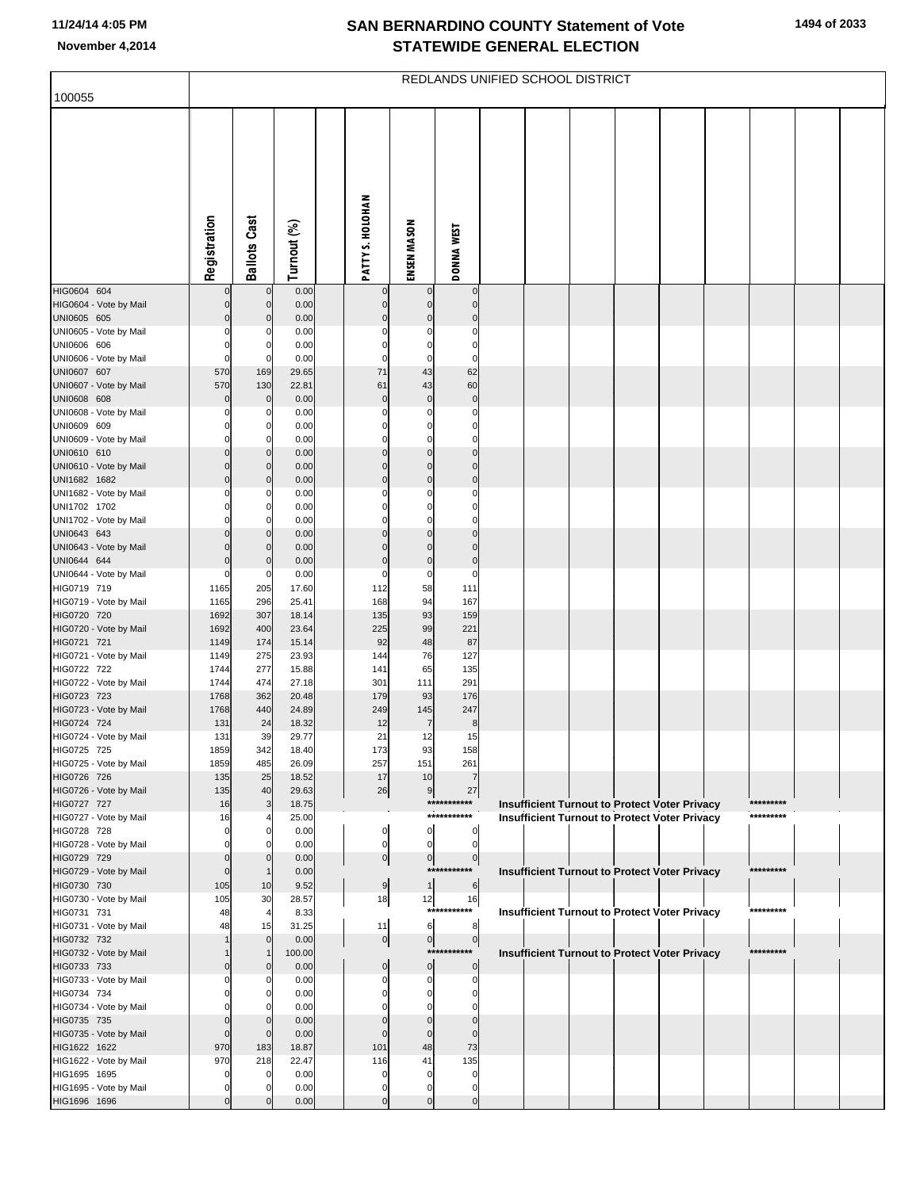# SAN BERNARDINO COUNTY Statement of Vote
## STATEWIDE GENERAL ELECTION

11/24/14 4:05 PM
November 4,2014

100055

REDLANDS UNIFIED SCHOOL DISTRICT

| | Registration | Ballots Cast | Turnout (%) | PATTY S. HOLOHAN | ENSEN MASON | DONNA WEST | |
|---|---|---|---|---|---|---|---|
| HIG0604 604 | 0 | 0 | 0.00 | 0 | 0 | 0 | |
| HIG0604 - Vote by Mail | 0 | 0 | 0.00 | 0 | 0 | 0 | |
| UNI0605 605 | 0 | 0 | 0.00 | 0 | 0 | 0 | |
| UNI0605 - Vote by Mail | 0 | 0 | 0.00 | 0 | 0 | 0 | |
| UNI0606 606 | 0 | 0 | 0.00 | 0 | 0 | 0 | |
| UNI0606 - Vote by Mail | 0 | 0 | 0.00 | 0 | 0 | 0 | |
| UNI0607 607 | 570 | 169 | 29.65 | 71 | 43 | 62 | |
| UNI0607 - Vote by Mail | 570 | 130 | 22.81 | 61 | 43 | 60 | |
| UNI0608 608 | 0 | 0 | 0.00 | 0 | 0 | 0 | |
| UNI0608 - Vote by Mail | 0 | 0 | 0.00 | 0 | 0 | 0 | |
| UNI0609 609 | 0 | 0 | 0.00 | 0 | 0 | 0 | |
| UNI0609 - Vote by Mail | 0 | 0 | 0.00 | 0 | 0 | 0 | |
| UNI0610 610 | 0 | 0 | 0.00 | 0 | 0 | 0 | |
| UNI0610 - Vote by Mail | 0 | 0 | 0.00 | 0 | 0 | 0 | |
| UNI1682 1682 | 0 | 0 | 0.00 | 0 | 0 | 0 | |
| UNI1682 - Vote by Mail | 0 | 0 | 0.00 | 0 | 0 | 0 | |
| UNI1702 1702 | 0 | 0 | 0.00 | 0 | 0 | 0 | |
| UNI1702 - Vote by Mail | 0 | 0 | 0.00 | 0 | 0 | 0 | |
| UNI0643 643 | 0 | 0 | 0.00 | 0 | 0 | 0 | |
| UNI0643 - Vote by Mail | 0 | 0 | 0.00 | 0 | 0 | 0 | |
| UNI0644 644 | 0 | 0 | 0.00 | 0 | 0 | 0 | |
| UNI0644 - Vote by Mail | 0 | 0 | 0.00 | 0 | 0 | 0 | |
| HIG0719 719 | 1165 | 205 | 17.60 | 112 | 58 | 111 | |
| HIG0719 - Vote by Mail | 1165 | 296 | 25.41 | 168 | 94 | 167 | |
| HIG0720 720 | 1692 | 307 | 18.14 | 135 | 93 | 159 | |
| HIG0720 - Vote by Mail | 1692 | 400 | 23.64 | 225 | 99 | 221 | |
| HIG0721 721 | 1149 | 174 | 15.14 | 92 | 48 | 87 | |
| HIG0721 - Vote by Mail | 1149 | 275 | 23.93 | 144 | 76 | 127 | |
| HIG0722 722 | 1744 | 277 | 15.88 | 141 | 65 | 135 | |
| HIG0722 - Vote by Mail | 1744 | 474 | 27.18 | 301 | 111 | 291 | |
| HIG0723 723 | 1768 | 362 | 20.48 | 179 | 93 | 176 | |
| HIG0723 - Vote by Mail | 1768 | 440 | 24.89 | 249 | 145 | 247 | |
| HIG0724 724 | 131 | 24 | 18.32 | 12 | 7 | 8 | |
| HIG0724 - Vote by Mail | 131 | 39 | 29.77 | 21 | 12 | 15 | |
| HIG0725 725 | 1859 | 342 | 18.40 | 173 | 93 | 158 | |
| HIG0725 - Vote by Mail | 1859 | 485 | 26.09 | 257 | 151 | 261 | |
| HIG0726 726 | 135 | 25 | 18.52 | 17 | 10 | 7 | |
| HIG0726 - Vote by Mail | 135 | 40 | 29.63 | 26 | 9 | 27 | |
| HIG0727 727 | 16 | 3 | 18.75 | | | *********** | Insufficient Turnout to Protect Voter Privacy ********* |
| HIG0727 - Vote by Mail | 16 | 4 | 25.00 | | | *********** | Insufficient Turnout to Protect Voter Privacy ********* |
| HIG0728 728 | 0 | 0 | 0.00 | 0 | 0 | 0 | |
| HIG0728 - Vote by Mail | 0 | 0 | 0.00 | 0 | 0 | 0 | |
| HIG0729 729 | 0 | 0 | 0.00 | 0 | 0 | 0 | |
| HIG0729 - Vote by Mail | 0 | 1 | 0.00 | | | *********** | Insufficient Turnout to Protect Voter Privacy ********* |
| HIG0730 730 | 105 | 10 | 9.52 | 9 | 1 | 6 | |
| HIG0730 - Vote by Mail | 105 | 30 | 28.57 | 18 | 12 | 16 | |
| HIG0731 731 | 48 | 4 | 8.33 | | | *********** | Insufficient Turnout to Protect Voter Privacy ********* |
| HIG0731 - Vote by Mail | 48 | 15 | 31.25 | 11 | 6 | 8 | |
| HIG0732 732 | 1 | 0 | 0.00 | 0 | 0 | 0 | |
| HIG0732 - Vote by Mail | 1 | 1 | 100.00 | | | *********** | Insufficient Turnout to Protect Voter Privacy ********* |
| HIG0733 733 | 0 | 0 | 0.00 | 0 | 0 | 0 | |
| HIG0733 - Vote by Mail | 0 | 0 | 0.00 | 0 | 0 | 0 | |
| HIG0734 734 | 0 | 0 | 0.00 | 0 | 0 | 0 | |
| HIG0734 - Vote by Mail | 0 | 0 | 0.00 | 0 | 0 | 0 | |
| HIG0735 735 | 0 | 0 | 0.00 | 0 | 0 | 0 | |
| HIG0735 - Vote by Mail | 0 | 0 | 0.00 | 0 | 0 | 0 | |
| HIG1622 1622 | 970 | 183 | 18.87 | 101 | 48 | 73 | |
| HIG1622 - Vote by Mail | 970 | 218 | 22.47 | 116 | 41 | 135 | |
| HIG1695 1695 | 0 | 0 | 0.00 | 0 | 0 | 0 | |
| HIG1695 - Vote by Mail | 0 | 0 | 0.00 | 0 | 0 | 0 | |
| HIG1696 1696 | 0 | 0 | 0.00 | 0 | 0 | 0 | |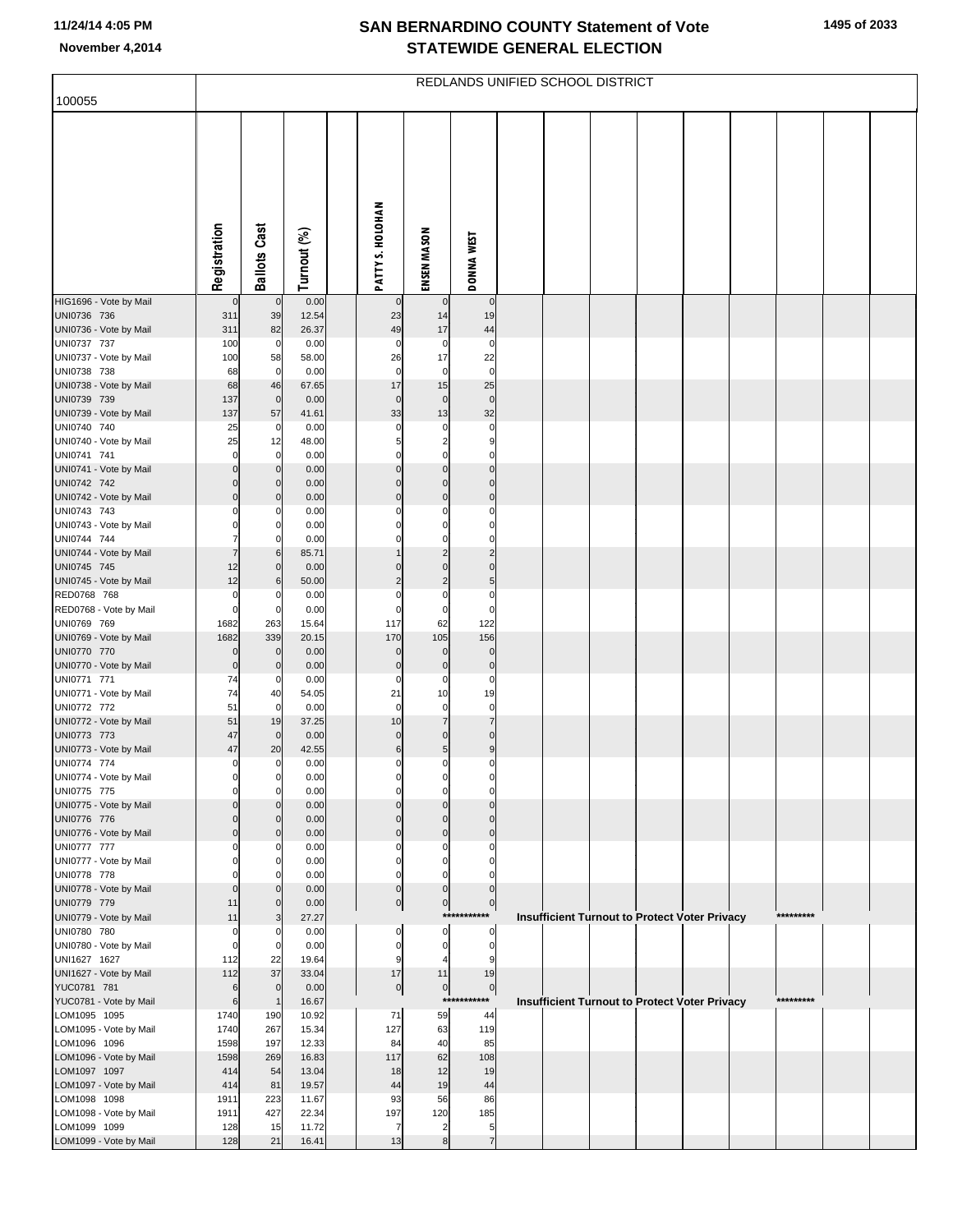# SAN BERNARDINO COUNTY Statement of Vote
## STATEWIDE GENERAL ELECTION

November 4,2014

REDLANDS UNIFIED SCHOOL DISTRICT

100055

| | Registration | Ballots Cast | Turnout (%) | | PATTY S. HOLOHAN | ENSEN MASON | DONNA WEST |
|---|---|---|---|---|---|---|---|
| HIG1696 - Vote by Mail | 0 | 0 | 0.00 | | 0 | 0 | 0 |
| UNI0736 736 | 311 | 39 | 12.54 | | 23 | 14 | 19 |
| UNI0736 - Vote by Mail | 311 | 82 | 26.37 | | 49 | 17 | 44 |
| UNI0737 737 | 100 | 0 | 0.00 | | 0 | 0 | 0 |
| UNI0737 - Vote by Mail | 100 | 58 | 58.00 | | 26 | 17 | 22 |
| UNI0738 738 | 68 | 0 | 0.00 | | 0 | 0 | 0 |
| UNI0738 - Vote by Mail | 68 | 46 | 67.65 | | 17 | 15 | 25 |
| UNI0739 739 | 137 | 0 | 0.00 | | 0 | 0 | 0 |
| UNI0739 - Vote by Mail | 137 | 57 | 41.61 | | 33 | 13 | 32 |
| UNI0740 740 | 25 | 0 | 0.00 | | 0 | 0 | 0 |
| UNI0740 - Vote by Mail | 25 | 12 | 48.00 | | 5 | 2 | 9 |
| UNI0741 741 | 0 | 0 | 0.00 | | 0 | 0 | 0 |
| UNI0741 - Vote by Mail | 0 | 0 | 0.00 | | 0 | 0 | 0 |
| UNI0742 742 | 0 | 0 | 0.00 | | 0 | 0 | 0 |
| UNI0742 - Vote by Mail | 0 | 0 | 0.00 | | 0 | 0 | 0 |
| UNI0743 743 | 0 | 0 | 0.00 | | 0 | 0 | 0 |
| UNI0743 - Vote by Mail | 0 | 0 | 0.00 | | 0 | 0 | 0 |
| UNI0744 744 | 7 | 0 | 0.00 | | 0 | 0 | 0 |
| UNI0744 - Vote by Mail | 7 | 6 | 85.71 | | 1 | 2 | 2 |
| UNI0745 745 | 12 | 0 | 0.00 | | 0 | 0 | 0 |
| UNI0745 - Vote by Mail | 12 | 6 | 50.00 | | 2 | 2 | 5 |
| RED0768 768 | 0 | 0 | 0.00 | | 0 | 0 | 0 |
| RED0768 - Vote by Mail | 0 | 0 | 0.00 | | 0 | 0 | 0 |
| UNI0769 769 | 1682 | 263 | 15.64 | | 117 | 62 | 122 |
| UNI0769 - Vote by Mail | 1682 | 339 | 20.15 | | 170 | 105 | 156 |
| UNI0770 770 | 0 | 0 | 0.00 | | 0 | 0 | 0 |
| UNI0770 - Vote by Mail | 0 | 0 | 0.00 | | 0 | 0 | 0 |
| UNI0771 771 | 74 | 0 | 0.00 | | 0 | 0 | 0 |
| UNI0771 - Vote by Mail | 74 | 40 | 54.05 | | 21 | 10 | 19 |
| UNI0772 772 | 51 | 0 | 0.00 | | 0 | 0 | 0 |
| UNI0772 - Vote by Mail | 51 | 19 | 37.25 | | 10 | 7 | 7 |
| UNI0773 773 | 47 | 0 | 0.00 | | 0 | 0 | 0 |
| UNI0773 - Vote by Mail | 47 | 20 | 42.55 | | 6 | 5 | 9 |
| UNI0774 774 | 0 | 0 | 0.00 | | 0 | 0 | 0 |
| UNI0774 - Vote by Mail | 0 | 0 | 0.00 | | 0 | 0 | 0 |
| UNI0775 775 | 0 | 0 | 0.00 | | 0 | 0 | 0 |
| UNI0775 - Vote by Mail | 0 | 0 | 0.00 | | 0 | 0 | 0 |
| UNI0776 776 | 0 | 0 | 0.00 | | 0 | 0 | 0 |
| UNI0776 - Vote by Mail | 0 | 0 | 0.00 | | 0 | 0 | 0 |
| UNI0777 777 | 0 | 0 | 0.00 | | 0 | 0 | 0 |
| UNI0777 - Vote by Mail | 0 | 0 | 0.00 | | 0 | 0 | 0 |
| UNI0778 778 | 0 | 0 | 0.00 | | 0 | 0 | 0 |
| UNI0778 - Vote by Mail | 0 | 0 | 0.00 | | 0 | 0 | 0 |
| UNI0779 779 | 11 | 0 | 0.00 | | 0 | 0 | 0 |
| UNI0779 - Vote by Mail | 11 | 3 | 27.27 | | | | *********** Insufficient Turnout to Protect Voter Privacy ********* |
| UNI0780 780 | 0 | 0 | 0.00 | | 0 | 0 | 0 |
| UNI0780 - Vote by Mail | 0 | 0 | 0.00 | | 0 | 0 | 0 |
| UNI1627 1627 | 112 | 22 | 19.64 | | 9 | 4 | 9 |
| UNI1627 - Vote by Mail | 112 | 37 | 33.04 | | 17 | 11 | 19 |
| YUC0781 781 | 6 | 0 | 0.00 | | 0 | 0 | 0 |
| YUC0781 - Vote by Mail | 6 | 1 | 16.67 | | | | *********** Insufficient Turnout to Protect Voter Privacy ********* |
| LOM1095 1095 | 1740 | 190 | 10.92 | | 71 | 59 | 44 |
| LOM1095 - Vote by Mail | 1740 | 267 | 15.34 | | 127 | 63 | 119 |
| LOM1096 1096 | 1598 | 197 | 12.33 | | 84 | 40 | 85 |
| LOM1096 - Vote by Mail | 1598 | 269 | 16.83 | | 117 | 62 | 108 |
| LOM1097 1097 | 414 | 54 | 13.04 | | 18 | 12 | 19 |
| LOM1097 - Vote by Mail | 414 | 81 | 19.57 | | 44 | 19 | 44 |
| LOM1098 1098 | 1911 | 223 | 11.67 | | 93 | 56 | 86 |
| LOM1098 - Vote by Mail | 1911 | 427 | 22.34 | | 197 | 120 | 185 |
| LOM1099 1099 | 128 | 15 | 11.72 | | 7 | 2 | 5 |
| LOM1099 - Vote by Mail | 128 | 21 | 16.41 | | 13 | 8 | 7 |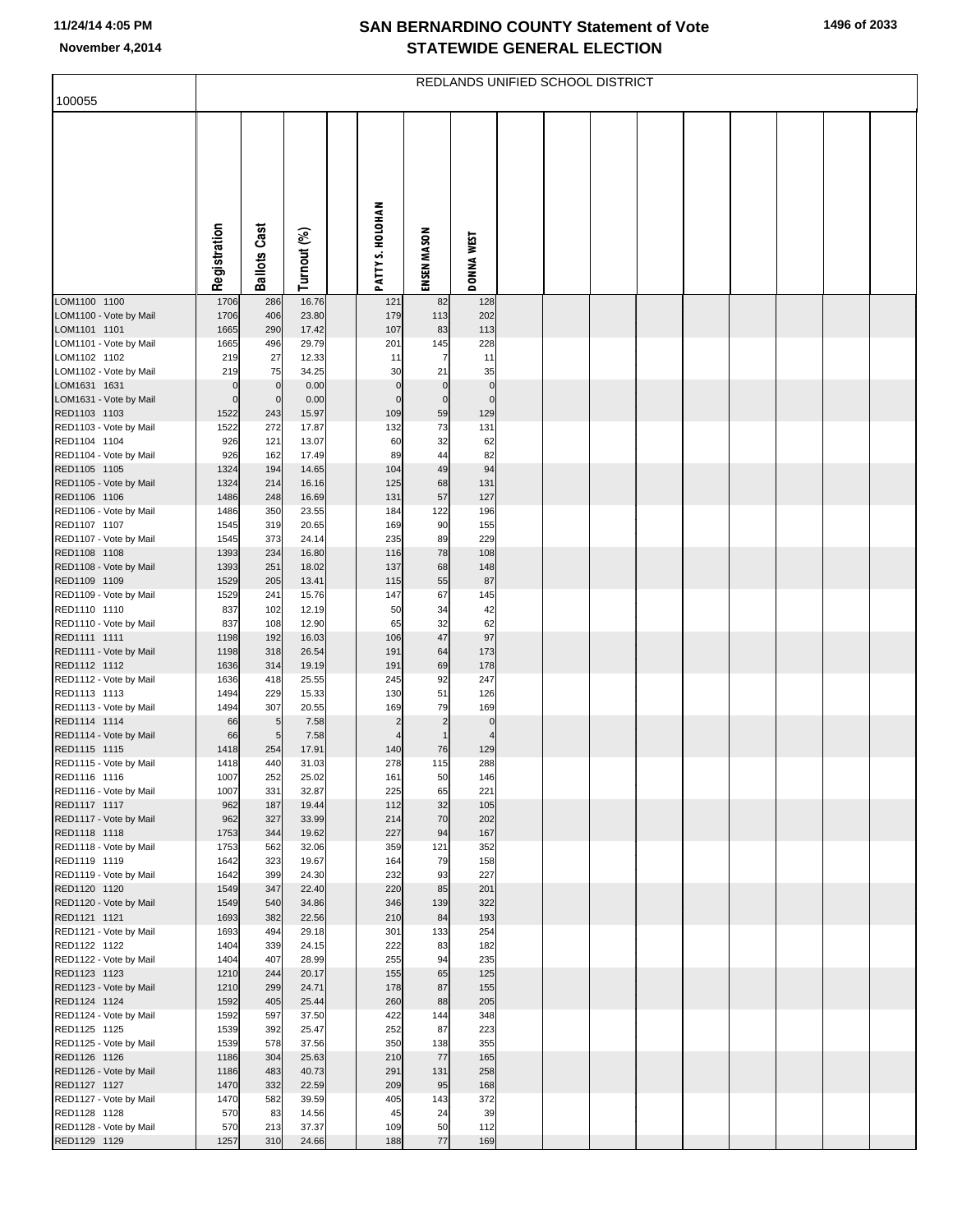# SAN BERNARDINO COUNTY Statement of Vote
## STATEWIDE GENERAL ELECTION

November 4,2014

100055

REDLANDS UNIFIED SCHOOL DISTRICT

| | Registration | Ballots Cast | Turnout (%) | | PATTY S. HOLOHAN | ENSEN MASON | DONNA WEST |
|---|---|---|---|---|---|---|---|
| LOM1100 1100 | 1706 | 286 | 16.76 | | 121 | 82 | 128 |
| LOM1100 - Vote by Mail | 1706 | 406 | 23.80 | | 179 | 113 | 202 |
| LOM1101 1101 | 1665 | 290 | 17.42 | | 107 | 83 | 113 |
| LOM1101 - Vote by Mail | 1665 | 496 | 29.79 | | 201 | 145 | 228 |
| LOM1102 1102 | 219 | 27 | 12.33 | | 11 | 7 | 11 |
| LOM1102 - Vote by Mail | 219 | 75 | 34.25 | | 30 | 21 | 35 |
| LOM1631 1631 | 0 | 0 | 0.00 | | 0 | 0 | 0 |
| LOM1631 - Vote by Mail | 0 | 0 | 0.00 | | 0 | 0 | 0 |
| RED1103 1103 | 1522 | 243 | 15.97 | | 109 | 59 | 129 |
| RED1103 - Vote by Mail | 1522 | 272 | 17.87 | | 132 | 73 | 131 |
| RED1104 1104 | 926 | 121 | 13.07 | | 60 | 32 | 62 |
| RED1104 - Vote by Mail | 926 | 162 | 17.49 | | 89 | 44 | 82 |
| RED1105 1105 | 1324 | 194 | 14.65 | | 104 | 49 | 94 |
| RED1105 - Vote by Mail | 1324 | 214 | 16.16 | | 125 | 68 | 131 |
| RED1106 1106 | 1486 | 248 | 16.69 | | 131 | 57 | 127 |
| RED1106 - Vote by Mail | 1486 | 350 | 23.55 | | 184 | 122 | 196 |
| RED1107 1107 | 1545 | 319 | 20.65 | | 169 | 90 | 155 |
| RED1107 - Vote by Mail | 1545 | 373 | 24.14 | | 235 | 89 | 229 |
| RED1108 1108 | 1393 | 234 | 16.80 | | 116 | 78 | 108 |
| RED1108 - Vote by Mail | 1393 | 251 | 18.02 | | 137 | 68 | 148 |
| RED1109 1109 | 1529 | 205 | 13.41 | | 115 | 55 | 87 |
| RED1109 - Vote by Mail | 1529 | 241 | 15.76 | | 147 | 67 | 145 |
| RED1110 1110 | 837 | 102 | 12.19 | | 50 | 34 | 42 |
| RED1110 - Vote by Mail | 837 | 108 | 12.90 | | 65 | 32 | 62 |
| RED1111 1111 | 1198 | 192 | 16.03 | | 106 | 47 | 97 |
| RED1111 - Vote by Mail | 1198 | 318 | 26.54 | | 191 | 64 | 173 |
| RED1112 1112 | 1636 | 314 | 19.19 | | 191 | 69 | 178 |
| RED1112 - Vote by Mail | 1636 | 418 | 25.55 | | 245 | 92 | 247 |
| RED1113 1113 | 1494 | 229 | 15.33 | | 130 | 51 | 126 |
| RED1113 - Vote by Mail | 1494 | 307 | 20.55 | | 169 | 79 | 169 |
| RED1114 1114 | 66 | 5 | 7.58 | | 2 | 2 | 0 |
| RED1114 - Vote by Mail | 66 | 5 | 7.58 | | 4 | 1 | 4 |
| RED1115 1115 | 1418 | 254 | 17.91 | | 140 | 76 | 129 |
| RED1115 - Vote by Mail | 1418 | 440 | 31.03 | | 278 | 115 | 288 |
| RED1116 1116 | 1007 | 252 | 25.02 | | 161 | 50 | 146 |
| RED1116 - Vote by Mail | 1007 | 331 | 32.87 | | 225 | 65 | 221 |
| RED1117 1117 | 962 | 187 | 19.44 | | 112 | 32 | 105 |
| RED1117 - Vote by Mail | 962 | 327 | 33.99 | | 214 | 70 | 202 |
| RED1118 1118 | 1753 | 344 | 19.62 | | 227 | 94 | 167 |
| RED1118 - Vote by Mail | 1753 | 562 | 32.06 | | 359 | 121 | 352 |
| RED1119 1119 | 1642 | 323 | 19.67 | | 164 | 79 | 158 |
| RED1119 - Vote by Mail | 1642 | 399 | 24.30 | | 232 | 93 | 227 |
| RED1120 1120 | 1549 | 347 | 22.40 | | 220 | 85 | 201 |
| RED1120 - Vote by Mail | 1549 | 540 | 34.86 | | 346 | 139 | 322 |
| RED1121 1121 | 1693 | 382 | 22.56 | | 210 | 84 | 193 |
| RED1121 - Vote by Mail | 1693 | 494 | 29.18 | | 301 | 133 | 254 |
| RED1122 1122 | 1404 | 339 | 24.15 | | 222 | 83 | 182 |
| RED1122 - Vote by Mail | 1404 | 407 | 28.99 | | 255 | 94 | 235 |
| RED1123 1123 | 1210 | 244 | 20.17 | | 155 | 65 | 125 |
| RED1123 - Vote by Mail | 1210 | 299 | 24.71 | | 178 | 87 | 155 |
| RED1124 1124 | 1592 | 405 | 25.44 | | 260 | 88 | 205 |
| RED1124 - Vote by Mail | 1592 | 597 | 37.50 | | 422 | 144 | 348 |
| RED1125 1125 | 1539 | 392 | 25.47 | | 252 | 87 | 223 |
| RED1125 - Vote by Mail | 1539 | 578 | 37.56 | | 350 | 138 | 355 |
| RED1126 1126 | 1186 | 304 | 25.63 | | 210 | 77 | 165 |
| RED1126 - Vote by Mail | 1186 | 483 | 40.73 | | 291 | 131 | 258 |
| RED1127 1127 | 1470 | 332 | 22.59 | | 209 | 95 | 168 |
| RED1127 - Vote by Mail | 1470 | 582 | 39.59 | | 405 | 143 | 372 |
| RED1128 1128 | 570 | 83 | 14.56 | | 45 | 24 | 39 |
| RED1128 - Vote by Mail | 570 | 213 | 37.37 | | 109 | 50 | 112 |
| RED1129 1129 | 1257 | 310 | 24.66 | | 188 | 77 | 169 |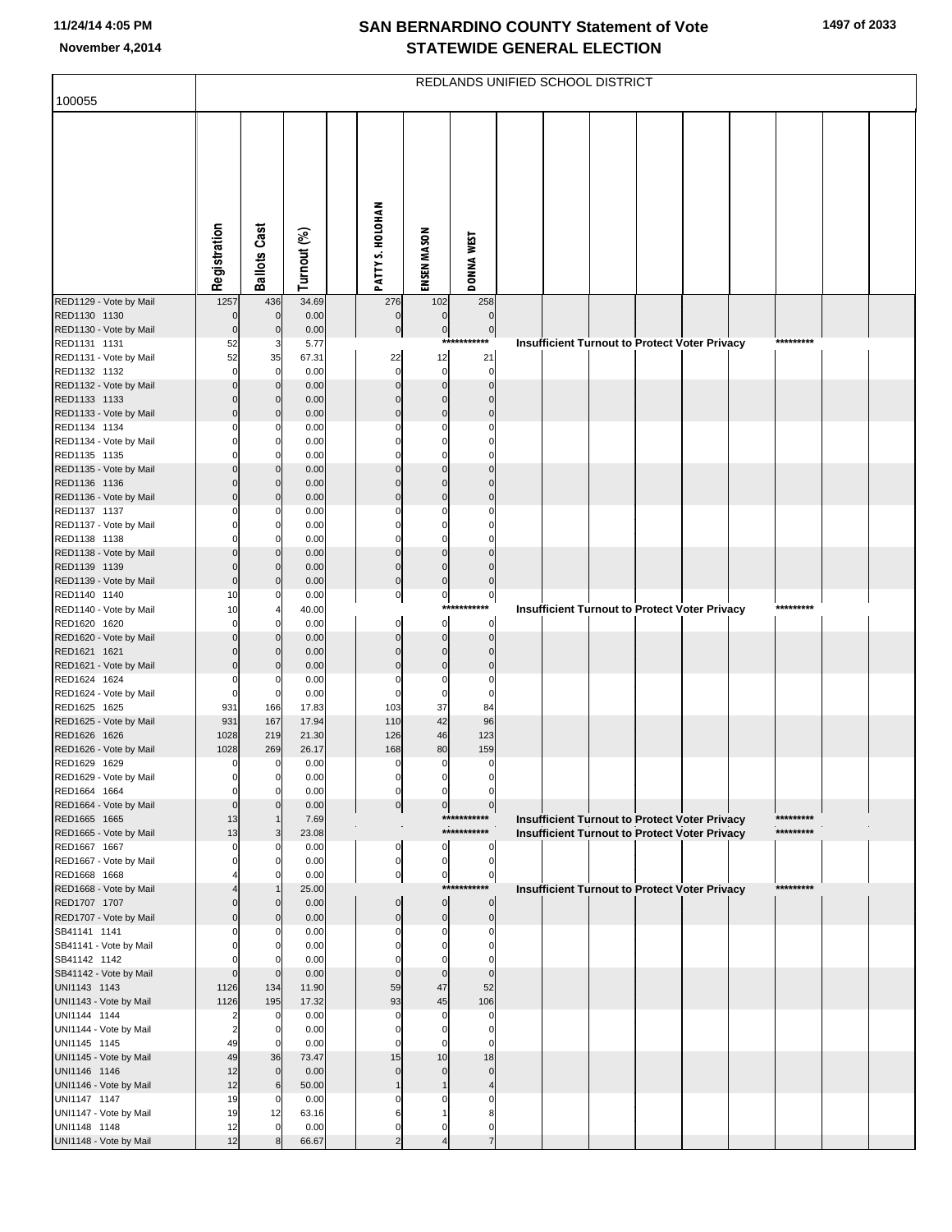# SAN BERNARDINO COUNTY Statement of Vote
## STATEWIDE GENERAL ELECTION

11/24/14 4:05 PM
November 4,2014

100055

REDLANDS UNIFIED SCHOOL DISTRICT

| | Registration | Ballots Cast | Turnout (%) | | PATTY S. HOLOHAN | ENSEN MASON | DONNA WEST | | | | | | | | | |
|---|---|---|---|---|---|---|---|---|---|---|---|---|---|---|---|---|
| RED1129 - Vote by Mail | 1257 | 436 | 34.69 | | 276 | 102 | 258 | | | | | | | | | |
| RED1130 1130 | 0 | 0 | 0.00 | | 0 | 0 | 0 | | | | | | | | | |
| RED1130 - Vote by Mail | 0 | 0 | 0.00 | | 0 | 0 | 0 | | | | | | | | | |
| RED1131 1131 | 52 | 3 | 5.77 | | | | *********** | Insufficient Turnout to Protect Voter Privacy | | | | | | ********* | | |
| RED1131 - Vote by Mail | 52 | 35 | 67.31 | | 22 | 12 | 21 | | | | | | | | | |
| RED1132 1132 | 0 | 0 | 0.00 | | 0 | 0 | 0 | | | | | | | | | |
| RED1132 - Vote by Mail | 0 | 0 | 0.00 | | 0 | 0 | 0 | | | | | | | | | |
| RED1133 1133 | 0 | 0 | 0.00 | | 0 | 0 | 0 | | | | | | | | | |
| RED1133 - Vote by Mail | 0 | 0 | 0.00 | | 0 | 0 | 0 | | | | | | | | | |
| RED1134 1134 | 0 | 0 | 0.00 | | 0 | 0 | 0 | | | | | | | | | |
| RED1134 - Vote by Mail | 0 | 0 | 0.00 | | 0 | 0 | 0 | | | | | | | | | |
| RED1135 1135 | 0 | 0 | 0.00 | | 0 | 0 | 0 | | | | | | | | | |
| RED1135 - Vote by Mail | 0 | 0 | 0.00 | | 0 | 0 | 0 | | | | | | | | | |
| RED1136 1136 | 0 | 0 | 0.00 | | 0 | 0 | 0 | | | | | | | | | |
| RED1136 - Vote by Mail | 0 | 0 | 0.00 | | 0 | 0 | 0 | | | | | | | | | |
| RED1137 1137 | 0 | 0 | 0.00 | | 0 | 0 | 0 | | | | | | | | | |
| RED1137 - Vote by Mail | 0 | 0 | 0.00 | | 0 | 0 | 0 | | | | | | | | | |
| RED1138 1138 | 0 | 0 | 0.00 | | 0 | 0 | 0 | | | | | | | | | |
| RED1138 - Vote by Mail | 0 | 0 | 0.00 | | 0 | 0 | 0 | | | | | | | | | |
| RED1139 1139 | 0 | 0 | 0.00 | | 0 | 0 | 0 | | | | | | | | | |
| RED1139 - Vote by Mail | 0 | 0 | 0.00 | | 0 | 0 | 0 | | | | | | | | | |
| RED1140 1140 | 10 | 0 | 0.00 | | 0 | 0 | 0 | | | | | | | | | |
| RED1140 - Vote by Mail | 10 | 4 | 40.00 | | | | *********** | Insufficient Turnout to Protect Voter Privacy | | | | | | ********* | | |
| RED1620 1620 | 0 | 0 | 0.00 | | 0 | 0 | 0 | | | | | | | | | |
| RED1620 - Vote by Mail | 0 | 0 | 0.00 | | 0 | 0 | 0 | | | | | | | | | |
| RED1621 1621 | 0 | 0 | 0.00 | | 0 | 0 | 0 | | | | | | | | | |
| RED1621 - Vote by Mail | 0 | 0 | 0.00 | | 0 | 0 | 0 | | | | | | | | | |
| RED1624 1624 | 0 | 0 | 0.00 | | 0 | 0 | 0 | | | | | | | | | |
| RED1624 - Vote by Mail | 0 | 0 | 0.00 | | 0 | 0 | 0 | | | | | | | | | |
| RED1625 1625 | 931 | 166 | 17.83 | | 103 | 37 | 84 | | | | | | | | | |
| RED1625 - Vote by Mail | 931 | 167 | 17.94 | | 110 | 42 | 96 | | | | | | | | | |
| RED1626 1626 | 1028 | 219 | 21.30 | | 126 | 46 | 123 | | | | | | | | | |
| RED1626 - Vote by Mail | 1028 | 269 | 26.17 | | 168 | 80 | 159 | | | | | | | | | |
| RED1629 1629 | 0 | 0 | 0.00 | | 0 | 0 | 0 | | | | | | | | | |
| RED1629 - Vote by Mail | 0 | 0 | 0.00 | | 0 | 0 | 0 | | | | | | | | | |
| RED1664 1664 | 0 | 0 | 0.00 | | 0 | 0 | 0 | | | | | | | | | |
| RED1664 - Vote by Mail | 0 | 0 | 0.00 | | 0 | 0 | 0 | | | | | | | | | |
| RED1665 1665 | 13 | 1 | 7.69 | | | | *********** | Insufficient Turnout to Protect Voter Privacy | | | | | | ********* | | |
| RED1665 - Vote by Mail | 13 | 3 | 23.08 | | | | *********** | Insufficient Turnout to Protect Voter Privacy | | | | | | ********* | | |
| RED1667 1667 | 0 | 0 | 0.00 | | 0 | 0 | 0 | | | | | | | | | |
| RED1667 - Vote by Mail | 0 | 0 | 0.00 | | 0 | 0 | 0 | | | | | | | | | |
| RED1668 1668 | 4 | 0 | 0.00 | | 0 | 0 | 0 | | | | | | | | | |
| RED1668 - Vote by Mail | 4 | 1 | 25.00 | | | | *********** | Insufficient Turnout to Protect Voter Privacy | | | | | | ********* | | |
| RED1707 1707 | 0 | 0 | 0.00 | | 0 | 0 | 0 | | | | | | | | | |
| RED1707 - Vote by Mail | 0 | 0 | 0.00 | | 0 | 0 | 0 | | | | | | | | | |
| SB41141 1141 | 0 | 0 | 0.00 | | 0 | 0 | 0 | | | | | | | | | |
| SB41141 - Vote by Mail | 0 | 0 | 0.00 | | 0 | 0 | 0 | | | | | | | | | |
| SB41142 1142 | 0 | 0 | 0.00 | | 0 | 0 | 0 | | | | | | | | | |
| SB41142 - Vote by Mail | 0 | 0 | 0.00 | | 0 | 0 | 0 | | | | | | | | | |
| UNI1143 1143 | 1126 | 134 | 11.90 | | 59 | 47 | 52 | | | | | | | | | |
| UNI1143 - Vote by Mail | 1126 | 195 | 17.32 | | 93 | 45 | 106 | | | | | | | | | |
| UNI1144 1144 | 2 | 0 | 0.00 | | 0 | 0 | 0 | | | | | | | | | |
| UNI1144 - Vote by Mail | 2 | 0 | 0.00 | | 0 | 0 | 0 | | | | | | | | | |
| UNI1145 1145 | 49 | 0 | 0.00 | | 0 | 0 | 0 | | | | | | | | | |
| UNI1145 - Vote by Mail | 49 | 36 | 73.47 | | 15 | 10 | 18 | | | | | | | | | |
| UNI1146 1146 | 12 | 0 | 0.00 | | 0 | 0 | 0 | | | | | | | | | |
| UNI1146 - Vote by Mail | 12 | 6 | 50.00 | | 1 | 1 | 4 | | | | | | | | | |
| UNI1147 1147 | 19 | 0 | 0.00 | | 0 | 0 | 0 | | | | | | | | | |
| UNI1147 - Vote by Mail | 19 | 12 | 63.16 | | 6 | 1 | 8 | | | | | | | | | |
| UNI1148 1148 | 12 | 0 | 0.00 | | 0 | 0 | 0 | | | | | | | | | |
| UNI1148 - Vote by Mail | 12 | 8 | 66.67 | | 2 | 4 | 7 | | | | | | | | | |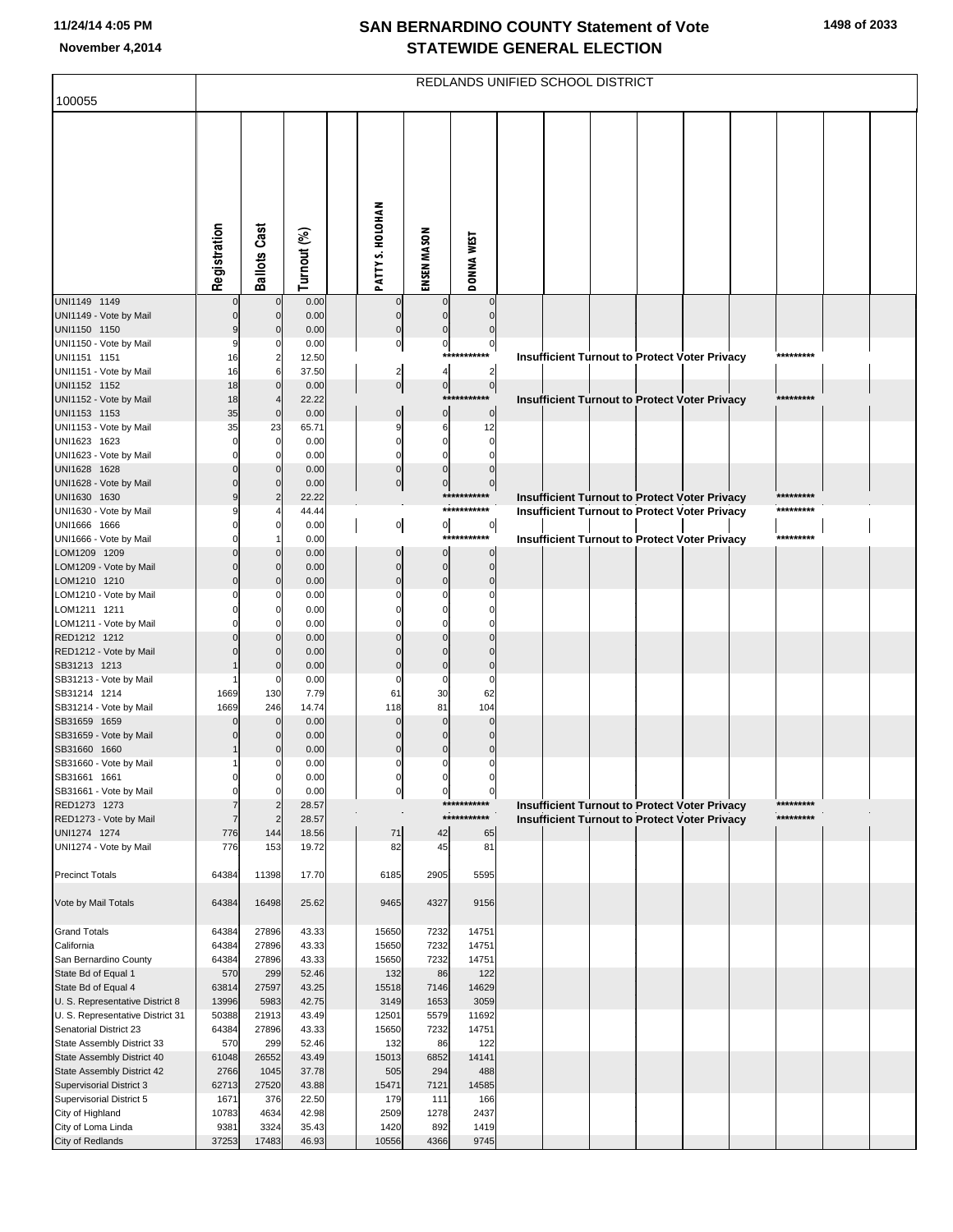# SAN BERNARDINO COUNTY Statement of Vote
# STATEWIDE GENERAL ELECTION

November 4,2014

100055

REDLANDS UNIFIED SCHOOL DISTRICT

| | Registration | Ballots Cast | Turnout (%) | PATTY S. HOLOHAN | ENSEN MASON | DONNA WEST |
|---|---|---|---|---|---|---|
| UNI1149 1149 | 0 | 0 | 0.00 | 0 | 0 | 0 |
| UNI1149 - Vote by Mail | 0 | 0 | 0.00 | 0 | 0 | 0 |
| UNI1150 1150 | 9 | 0 | 0.00 | 0 | 0 | 0 |
| UNI1150 - Vote by Mail | 9 | 0 | 0.00 | 0 | 0 | 0 |
| UNI1151 1151 | 16 | 2 | 12.50 | Insufficient Turnout to Protect Voter Privacy | | |
| UNI1151 - Vote by Mail | 16 | 6 | 37.50 | 2 | 4 | 2 |
| UNI1152 1152 | 18 | 0 | 0.00 | 0 | 0 | 0 |
| UNI1152 - Vote by Mail | 18 | 4 | 22.22 | Insufficient Turnout to Protect Voter Privacy | | |
| UNI1153 1153 | 35 | 0 | 0.00 | 0 | 0 | 0 |
| UNI1153 - Vote by Mail | 35 | 23 | 65.71 | 9 | 6 | 12 |
| UNI1623 1623 | 0 | 0 | 0.00 | 0 | 0 | 0 |
| UNI1623 - Vote by Mail | 0 | 0 | 0.00 | 0 | 0 | 0 |
| UNI1628 1628 | 0 | 0 | 0.00 | 0 | 0 | 0 |
| UNI1628 - Vote by Mail | 0 | 0 | 0.00 | 0 | 0 | 0 |
| UNI1630 1630 | 9 | 2 | 22.22 | Insufficient Turnout to Protect Voter Privacy | | |
| UNI1630 - Vote by Mail | 9 | 4 | 44.44 | Insufficient Turnout to Protect Voter Privacy | | |
| UNI1666 1666 | 0 | 0 | 0.00 | 0 | 0 | 0 |
| UNI1666 - Vote by Mail | 0 | 1 | 0.00 | Insufficient Turnout to Protect Voter Privacy | | |
| LOM1209 1209 | 0 | 0 | 0.00 | 0 | 0 | 0 |
| LOM1209 - Vote by Mail | 0 | 0 | 0.00 | 0 | 0 | 0 |
| LOM1210 1210 | 0 | 0 | 0.00 | 0 | 0 | 0 |
| LOM1210 - Vote by Mail | 0 | 0 | 0.00 | 0 | 0 | 0 |
| LOM1211 1211 | 0 | 0 | 0.00 | 0 | 0 | 0 |
| LOM1211 - Vote by Mail | 0 | 0 | 0.00 | 0 | 0 | 0 |
| RED1212 1212 | 0 | 0 | 0.00 | 0 | 0 | 0 |
| RED1212 - Vote by Mail | 0 | 0 | 0.00 | 0 | 0 | 0 |
| SB31213 1213 | 1 | 0 | 0.00 | 0 | 0 | 0 |
| SB31213 - Vote by Mail | 1 | 0 | 0.00 | 0 | 0 | 0 |
| SB31214 1214 | 1669 | 130 | 7.79 | 61 | 30 | 62 |
| SB31214 - Vote by Mail | 1669 | 246 | 14.74 | 118 | 81 | 104 |
| SB31659 1659 | 0 | 0 | 0.00 | 0 | 0 | 0 |
| SB31659 - Vote by Mail | 0 | 0 | 0.00 | 0 | 0 | 0 |
| SB31660 1660 | 1 | 0 | 0.00 | 0 | 0 | 0 |
| SB31660 - Vote by Mail | 1 | 0 | 0.00 | 0 | 0 | 0 |
| SB31661 1661 | 0 | 0 | 0.00 | 0 | 0 | 0 |
| SB31661 - Vote by Mail | 0 | 0 | 0.00 | 0 | 0 | 0 |
| RED1273 1273 | 7 | 2 | 28.57 | Insufficient Turnout to Protect Voter Privacy | | |
| RED1273 - Vote by Mail | 7 | 2 | 28.57 | Insufficient Turnout to Protect Voter Privacy | | |
| UNI1274 1274 | 776 | 144 | 18.56 | 71 | 42 | 65 |
| UNI1274 - Vote by Mail | 776 | 153 | 19.72 | 82 | 45 | 81 |
| Precinct Totals | 64384 | 11398 | 17.70 | 6185 | 2905 | 5595 |
| Vote by Mail Totals | 64384 | 16498 | 25.62 | 9465 | 4327 | 9156 |
| Grand Totals | 64384 | 27896 | 43.33 | 15650 | 7232 | 14751 |
| California | 64384 | 27896 | 43.33 | 15650 | 7232 | 14751 |
| San Bernardino County | 64384 | 27896 | 43.33 | 15650 | 7232 | 14751 |
| State Bd of Equal 1 | 570 | 299 | 52.46 | 132 | 86 | 122 |
| State Bd of Equal 4 | 63814 | 27597 | 43.25 | 15518 | 7146 | 14629 |
| U. S. Representative District 8 | 13996 | 5983 | 42.75 | 3149 | 1653 | 3059 |
| U. S. Representative District 31 | 50388 | 21913 | 43.49 | 12501 | 5579 | 11692 |
| Senatorial District 23 | 64384 | 27896 | 43.33 | 15650 | 7232 | 14751 |
| State Assembly District 33 | 570 | 299 | 52.46 | 132 | 86 | 122 |
| State Assembly District 40 | 61048 | 26552 | 43.49 | 15013 | 6852 | 14141 |
| State Assembly District 42 | 2766 | 1045 | 37.78 | 505 | 294 | 488 |
| Supervisorial District 3 | 62713 | 27520 | 43.88 | 15471 | 7121 | 14585 |
| Supervisorial District 5 | 1671 | 376 | 22.50 | 179 | 111 | 166 |
| City of Highland | 10783 | 4634 | 42.98 | 2509 | 1278 | 2437 |
| City of Loma Linda | 9381 | 3324 | 35.43 | 1420 | 892 | 1419 |
| City of Redlands | 37253 | 17483 | 46.93 | 10556 | 4366 | 9745 |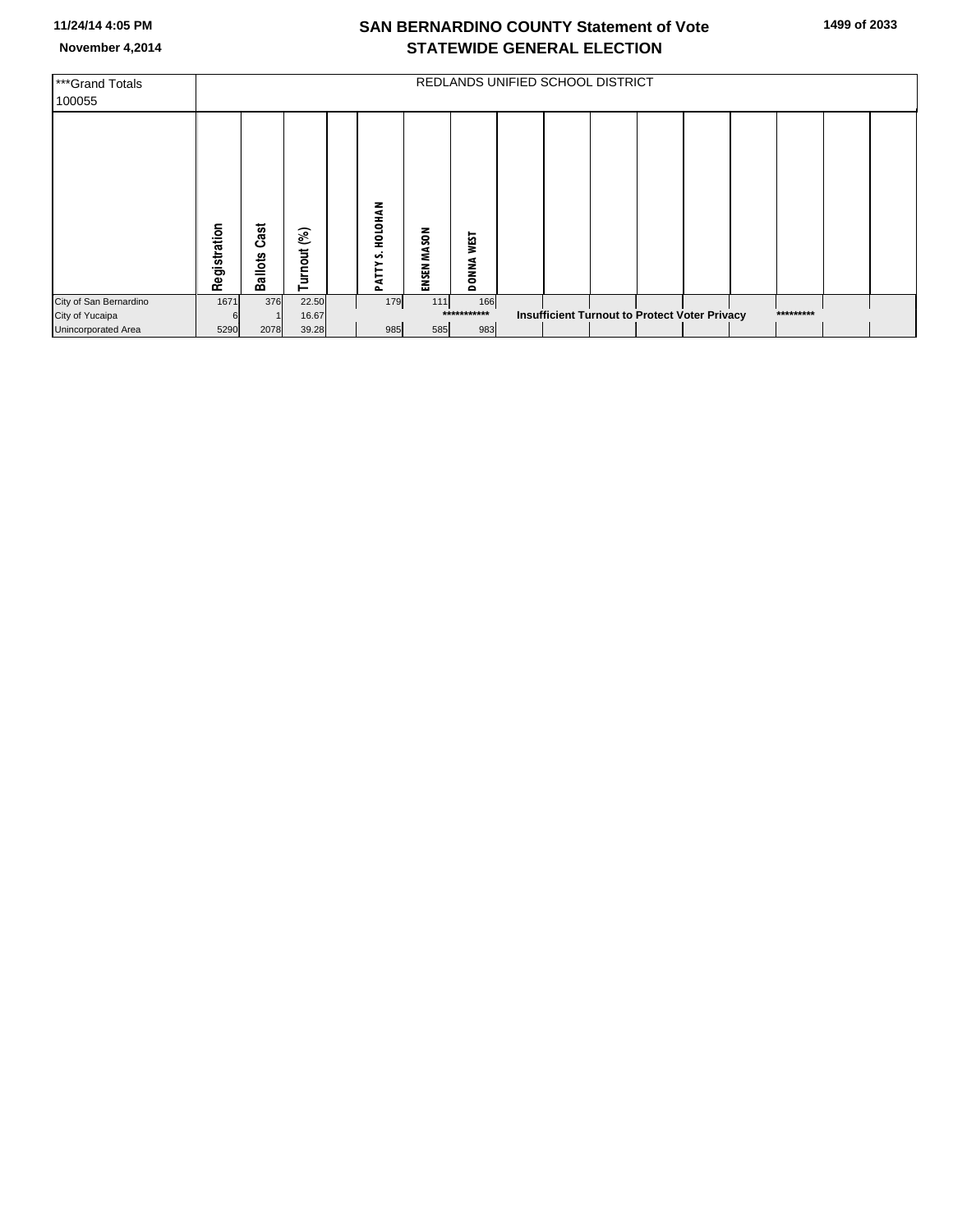# SAN BERNARDINO COUNTY Statement of Vote

## STATEWIDE GENERAL ELECTION

11/24/14 4:05 PM

November 4,2014

| ***Grand Totals 100055 | REDLANDS UNIFIED SCHOOL DISTRICT | | | | | | | | | | | | | | | | |
|---|---|---|---|---|---|---|---|---|---|---|---|---|---|---|---|---|---|
| | Registration | Ballots Cast | Turnout (%) | | PATTY S. HOLOHAN | ENSEN MASON | DONNA WEST | | | | | | | | | | |
| City of San Bernardino | 1671 | 376 | 22.50 | | 179 | 111 | 166 | | | | | | | | | | |
| City of Yucaipa | 6 | 1 | 16.67 | | | | *********** | Insufficient Turnout to Protect Voter Privacy | | | | | | ********* | | | |
| Unincorporated Area | 5290 | 2078 | 39.28 | | 985 | 585 | 983 | | | | | | | | | | |